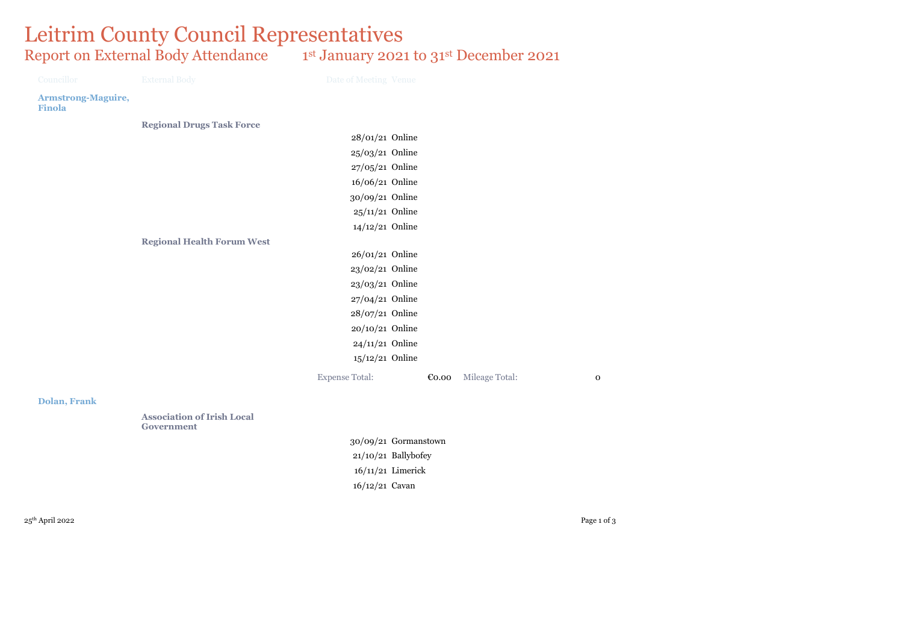# Leitrim County Council Representatives

## Report on External Body Attendance 1st January 2021 to 31st December 2021

| Councillor | External Body | Date of Meeting | Venue |
|---|---|---|---|
| **Armstrong-Maguire, Finola** | | | |
| | **Regional Drugs Task Force** | | |
| | | 28/01/21 | Online |
| | | 25/03/21 | Online |
| | | 27/05/21 | Online |
| | | 16/06/21 | Online |
| | | 30/09/21 | Online |
| | | 25/11/21 | Online |
| | | 14/12/21 | Online |
| | **Regional Health Forum West** | | |
| | | 26/01/21 | Online |
| | | 23/02/21 | Online |
| | | 23/03/21 | Online |
| | | 27/04/21 | Online |
| | | 28/07/21 | Online |
| | | 20/10/21 | Online |
| | | 24/11/21 | Online |
| | | 15/12/21 | Online |

Expense Total: €0.00 Mileage Total: 0

| Councillor | External Body | Date of Meeting | Venue |
|---|---|---|---|
| **Dolan, Frank** | | | |
| | **Association of Irish Local Government** | | |
| | | 30/09/21 | Gormanstown |
| | | 21/10/21 | Ballybofey |
| | | 16/11/21 | Limerick |
| | | 16/12/21 | Cavan |

25th April 2022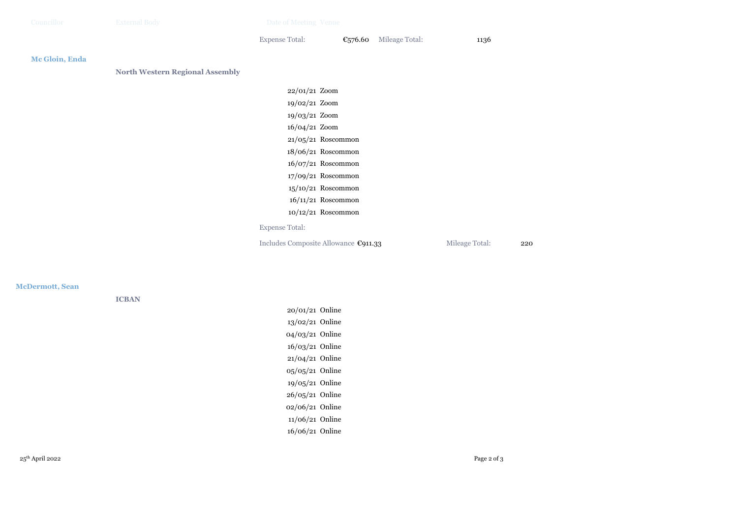| Councillor | External Body | Date of Meeting | Venue |
|---|---|---|---|

Expense Total: €576.60 Mileage Total: 1136

**Mc Gloin, Enda**

**North Western Regional Assembly**

| Date of Meeting | Venue |
|---|---|
| 22/01/21 | Zoom |
| 19/02/21 | Zoom |
| 19/03/21 | Zoom |
| 16/04/21 | Zoom |
| 21/05/21 | Roscommon |
| 18/06/21 | Roscommon |
| 16/07/21 | Roscommon |
| 17/09/21 | Roscommon |
| 15/10/21 | Roscommon |
| 16/11/21 | Roscommon |
| 10/12/21 | Roscommon |

Expense Total:

Includes Composite Allowance €911.33 Mileage Total: 220

**McDermott, Sean**

**ICBAN**

| Date of Meeting | Venue |
|---|---|
| 20/01/21 | Online |
| 13/02/21 | Online |
| 04/03/21 | Online |
| 16/03/21 | Online |
| 21/04/21 | Online |
| 05/05/21 | Online |
| 19/05/21 | Online |
| 26/05/21 | Online |
| 02/06/21 | Online |
| 11/06/21 | Online |
| 16/06/21 | Online |

25th April 2022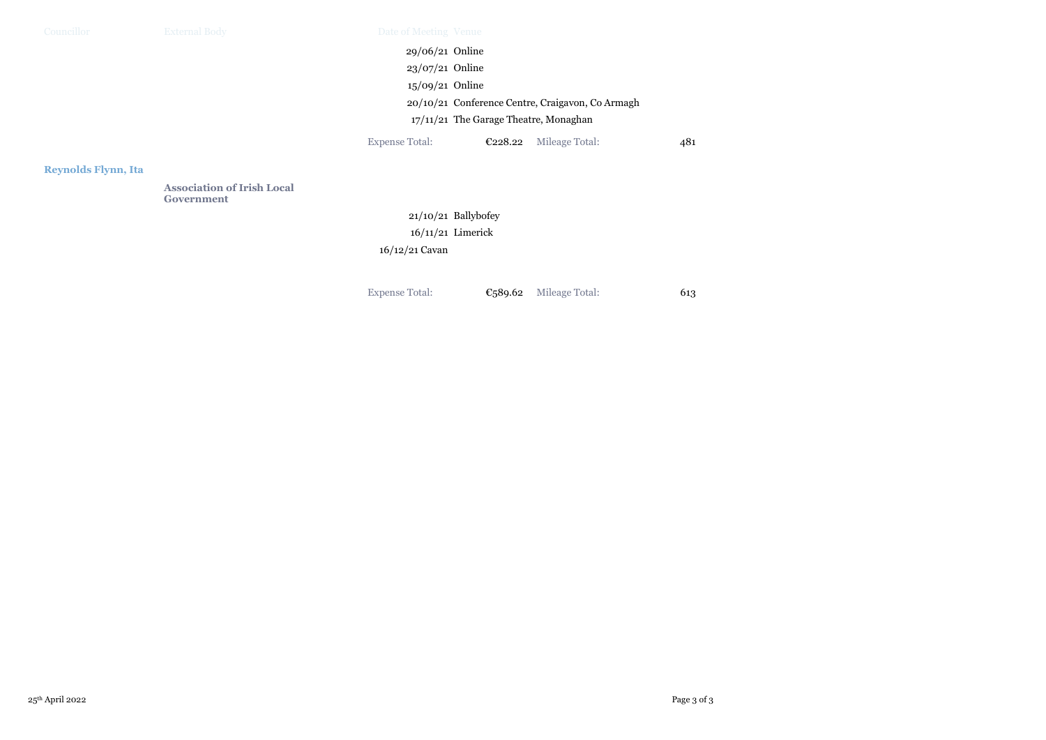| Councillor | External Body | Date of Meeting | Venue | | |
|---|---|---|---|---|---|
| | | 29/06/21 | Online | | |
| | | 23/07/21 | Online | | |
| | | 15/09/21 | Online | | |
| | | 20/10/21 | Conference Centre, Craigavon, Co Armagh | | |
| | | 17/11/21 | The Garage Theatre, Monaghan | | |
| | | Expense Total: | €228.22 | Mileage Total: | 481 |
| **Reynolds Flynn, Ita** | | | | | |
| | **Association of Irish Local Government** | | | | |
| | | 21/10/21 | Ballybofey | | |
| | | 16/11/21 | Limerick | | |
| | | 16/12/21 | Cavan | | |
| | | Expense Total: | €589.62 | Mileage Total: | 613 |

25th April 2022